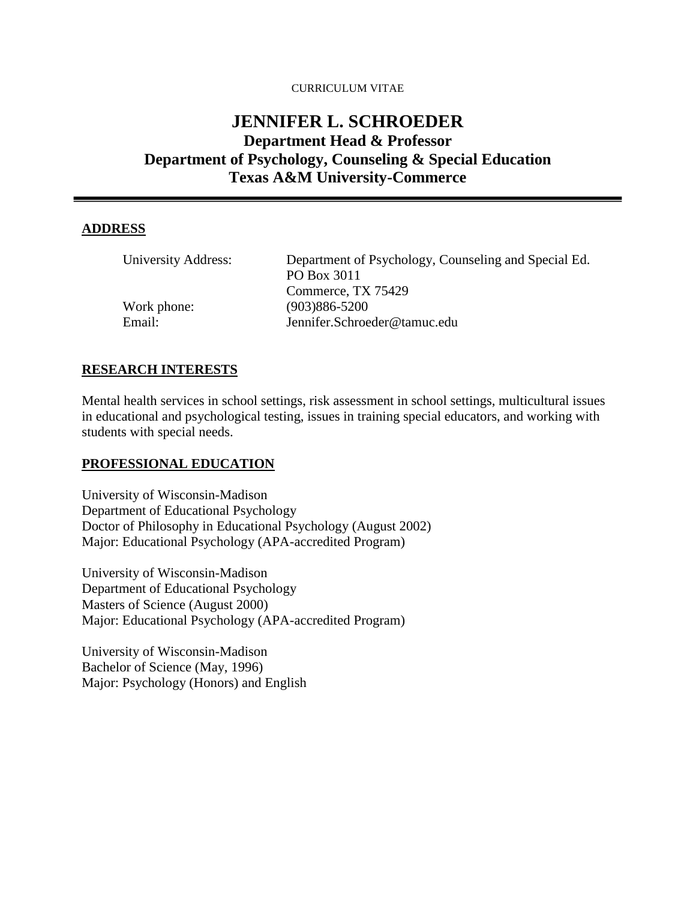CURRICULUM VITAE

# JENNIFER L. SCHROEDER

## Department Head & Professor
## Department of Psychology, Counseling & Special Education
## Texas A&M University-Commerce

---

## ADDRESS

| | |
|---|---|
| University Address: | Department of Psychology, Counseling and Special Ed.<br>PO Box 3011<br>Commerce, TX 75429 |
| Work phone: | (903)886-5200 |
| Email: | Jennifer.Schroeder@tamuc.edu |

## RESEARCH INTERESTS

Mental health services in school settings, risk assessment in school settings, multicultural issues in educational and psychological testing, issues in training special educators, and working with students with special needs.

## PROFESSIONAL EDUCATION

University of Wisconsin-Madison
Department of Educational Psychology
Doctor of Philosophy in Educational Psychology (August 2002)
Major: Educational Psychology (APA-accredited Program)

University of Wisconsin-Madison
Department of Educational Psychology
Masters of Science (August 2000)
Major: Educational Psychology (APA-accredited Program)

University of Wisconsin-Madison
Bachelor of Science (May, 1996)
Major: Psychology (Honors) and English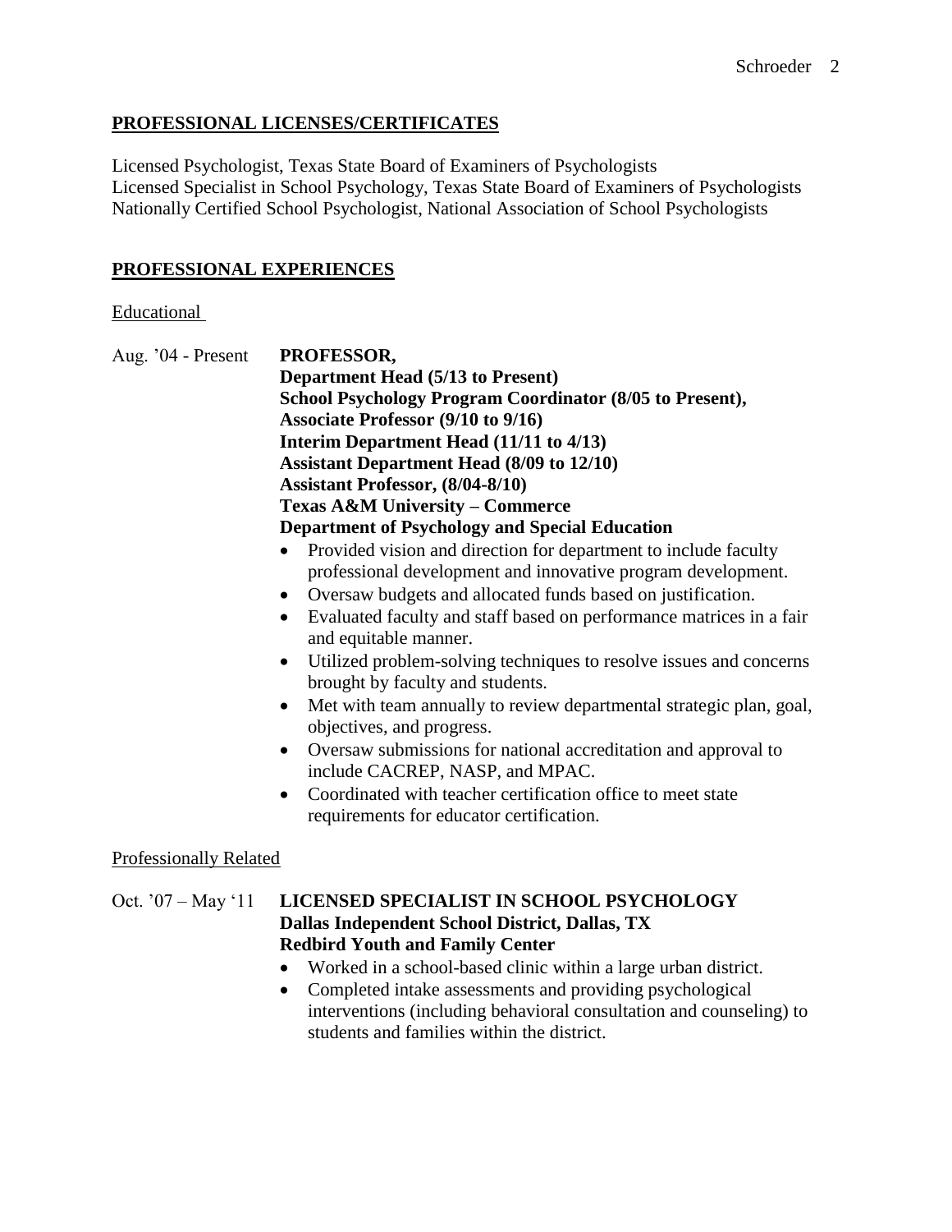## PROFESSIONAL LICENSES/CERTIFICATES

Licensed Psychologist, Texas State Board of Examiners of Psychologists
Licensed Specialist in School Psychology, Texas State Board of Examiners of Psychologists
Nationally Certified School Psychologist, National Association of School Psychologists

## PROFESSIONAL EXPERIENCES

### Educational

Aug. '04 - Present **PROFESSOR,**
**Department Head (5/13 to Present)**
**School Psychology Program Coordinator (8/05 to Present),**
**Associate Professor (9/10 to 9/16)**
**Interim Department Head (11/11 to 4/13)**
**Assistant Department Head (8/09 to 12/10)**
**Assistant Professor, (8/04-8/10)**
**Texas A&M University – Commerce**
**Department of Psychology and Special Education**

- Provided vision and direction for department to include faculty professional development and innovative program development.
- Oversaw budgets and allocated funds based on justification.
- Evaluated faculty and staff based on performance matrices in a fair and equitable manner.
- Utilized problem-solving techniques to resolve issues and concerns brought by faculty and students.
- Met with team annually to review departmental strategic plan, goal, objectives, and progress.
- Oversaw submissions for national accreditation and approval to include CACREP, NASP, and MPAC.
- Coordinated with teacher certification office to meet state requirements for educator certification.

### Professionally Related

Oct. '07 – May '11 **LICENSED SPECIALIST IN SCHOOL PSYCHOLOGY**
**Dallas Independent School District, Dallas, TX**
**Redbird Youth and Family Center**

- Worked in a school-based clinic within a large urban district.
- Completed intake assessments and providing psychological interventions (including behavioral consultation and counseling) to students and families within the district.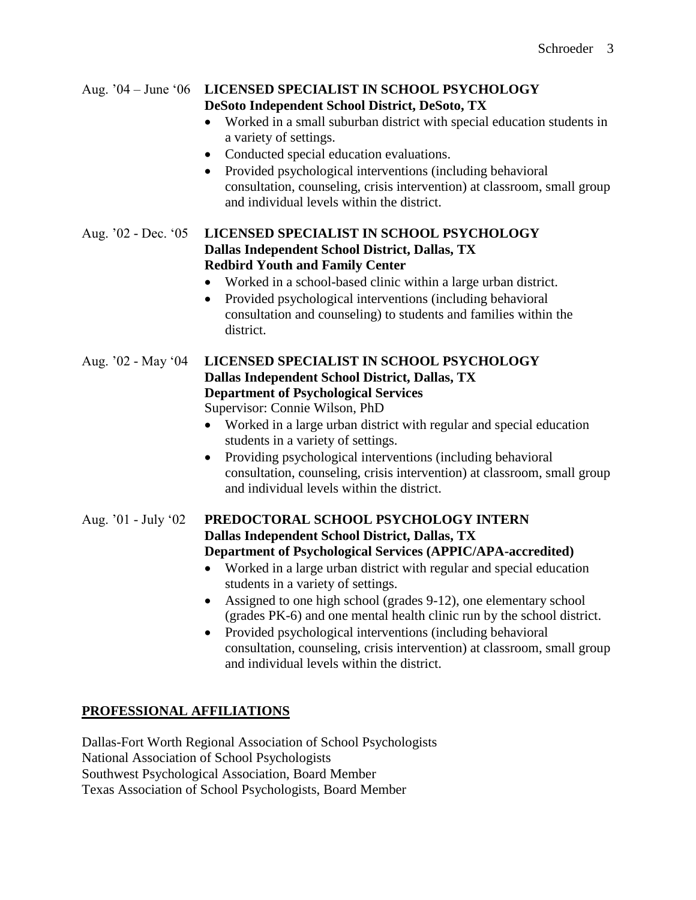Aug. '04 – June '06 **LICENSED SPECIALIST IN SCHOOL PSYCHOLOGY**
**DeSoto Independent School District, DeSoto, TX**

- Worked in a small suburban district with special education students in a variety of settings.
- Conducted special education evaluations.
- Provided psychological interventions (including behavioral consultation, counseling, crisis intervention) at classroom, small group and individual levels within the district.

Aug. '02 - Dec. '05 **LICENSED SPECIALIST IN SCHOOL PSYCHOLOGY**
**Dallas Independent School District, Dallas, TX**
**Redbird Youth and Family Center**

- Worked in a school-based clinic within a large urban district.
- Provided psychological interventions (including behavioral consultation and counseling) to students and families within the district.

Aug. '02 - May '04 **LICENSED SPECIALIST IN SCHOOL PSYCHOLOGY**
**Dallas Independent School District, Dallas, TX**
**Department of Psychological Services**
Supervisor: Connie Wilson, PhD

- Worked in a large urban district with regular and special education students in a variety of settings.
- Providing psychological interventions (including behavioral consultation, counseling, crisis intervention) at classroom, small group and individual levels within the district.

Aug. '01 - July '02 **PREDOCTORAL SCHOOL PSYCHOLOGY INTERN**
**Dallas Independent School District, Dallas, TX**
**Department of Psychological Services (APPIC/APA-accredited)**

- Worked in a large urban district with regular and special education students in a variety of settings.
- Assigned to one high school (grades 9-12), one elementary school (grades PK-6) and one mental health clinic run by the school district.
- Provided psychological interventions (including behavioral consultation, counseling, crisis intervention) at classroom, small group and individual levels within the district.

## PROFESSIONAL AFFILIATIONS

Dallas-Fort Worth Regional Association of School Psychologists
National Association of School Psychologists
Southwest Psychological Association, Board Member
Texas Association of School Psychologists, Board Member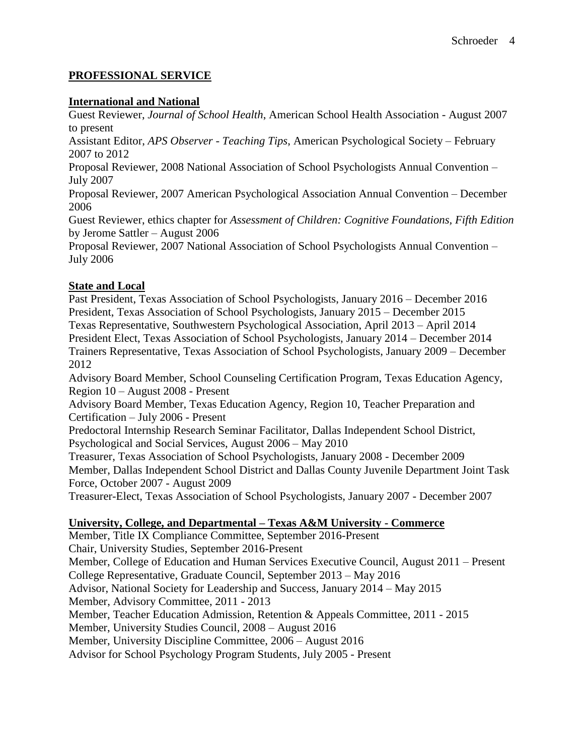## PROFESSIONAL SERVICE

### International and National

Guest Reviewer, *Journal of School Health*, American School Health Association - August 2007 to present

Assistant Editor, *APS Observer - Teaching Tips*, American Psychological Society – February 2007 to 2012

Proposal Reviewer, 2008 National Association of School Psychologists Annual Convention – July 2007

Proposal Reviewer, 2007 American Psychological Association Annual Convention – December 2006

Guest Reviewer, ethics chapter for *Assessment of Children: Cognitive Foundations, Fifth Edition* by Jerome Sattler – August 2006

Proposal Reviewer, 2007 National Association of School Psychologists Annual Convention – July 2006

### State and Local

Past President, Texas Association of School Psychologists, January 2016 – December 2016

President, Texas Association of School Psychologists, January 2015 – December 2015

Texas Representative, Southwestern Psychological Association, April 2013 – April 2014

President Elect, Texas Association of School Psychologists, January 2014 – December 2014

Trainers Representative, Texas Association of School Psychologists, January 2009 – December 2012

Advisory Board Member, School Counseling Certification Program, Texas Education Agency, Region 10 – August 2008 - Present

Advisory Board Member, Texas Education Agency, Region 10, Teacher Preparation and Certification – July 2006 - Present

Predoctoral Internship Research Seminar Facilitator, Dallas Independent School District, Psychological and Social Services, August 2006 – May 2010

Treasurer, Texas Association of School Psychologists, January 2008 - December 2009

Member, Dallas Independent School District and Dallas County Juvenile Department Joint Task Force, October 2007 - August 2009

Treasurer-Elect, Texas Association of School Psychologists, January 2007 - December 2007

### University, College, and Departmental – Texas A&M University - Commerce

Member, Title IX Compliance Committee, September 2016-Present

Chair, University Studies, September 2016-Present

Member, College of Education and Human Services Executive Council, August 2011 – Present

College Representative, Graduate Council, September 2013 – May 2016

Advisor, National Society for Leadership and Success, January 2014 – May 2015

Member, Advisory Committee, 2011 - 2013

Member, Teacher Education Admission, Retention & Appeals Committee, 2011 - 2015

Member, University Studies Council, 2008 – August 2016

Member, University Discipline Committee, 2006 – August 2016

Advisor for School Psychology Program Students, July 2005 - Present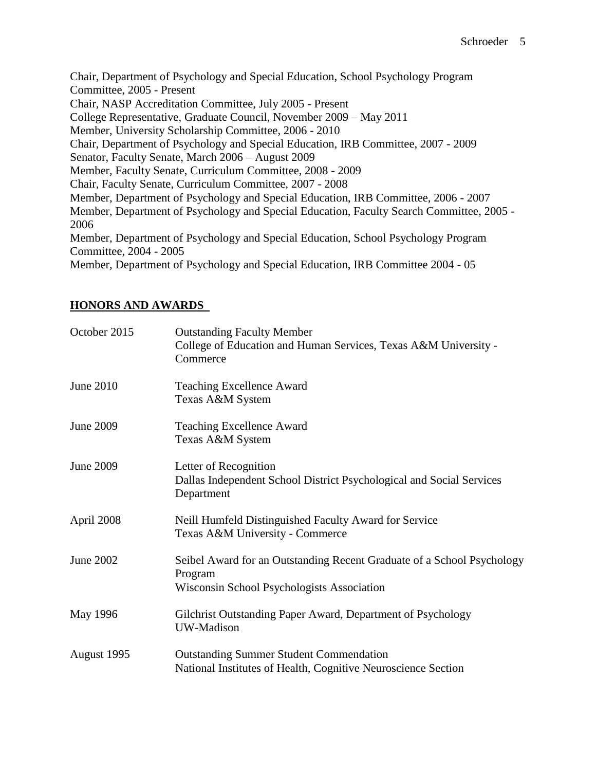Chair, Department of Psychology and Special Education, School Psychology Program Committee, 2005 - Present
Chair, NASP Accreditation Committee, July 2005 - Present
College Representative, Graduate Council, November 2009 – May 2011
Member, University Scholarship Committee, 2006 - 2010
Chair, Department of Psychology and Special Education, IRB Committee, 2007 - 2009
Senator, Faculty Senate, March 2006 – August 2009
Member, Faculty Senate, Curriculum Committee, 2008 - 2009
Chair, Faculty Senate, Curriculum Committee, 2007 - 2008
Member, Department of Psychology and Special Education, IRB Committee, 2006 - 2007
Member, Department of Psychology and Special Education, Faculty Search Committee, 2005 - 2006
Member, Department of Psychology and Special Education, School Psychology Program Committee, 2004 - 2005
Member, Department of Psychology and Special Education, IRB Committee 2004 - 05

## HONORS AND AWARDS

| | |
|---|---|
| October 2015 | Outstanding Faculty Member<br>College of Education and Human Services, Texas A&M University - Commerce |
| June 2010 | Teaching Excellence Award<br>Texas A&M System |
| June 2009 | Teaching Excellence Award<br>Texas A&M System |
| June 2009 | Letter of Recognition<br>Dallas Independent School District Psychological and Social Services Department |
| April 2008 | Neill Humfeld Distinguished Faculty Award for Service<br>Texas A&M University - Commerce |
| June 2002 | Seibel Award for an Outstanding Recent Graduate of a School Psychology Program<br>Wisconsin School Psychologists Association |
| May 1996 | Gilchrist Outstanding Paper Award, Department of Psychology<br>UW-Madison |
| August 1995 | Outstanding Summer Student Commendation<br>National Institutes of Health, Cognitive Neuroscience Section |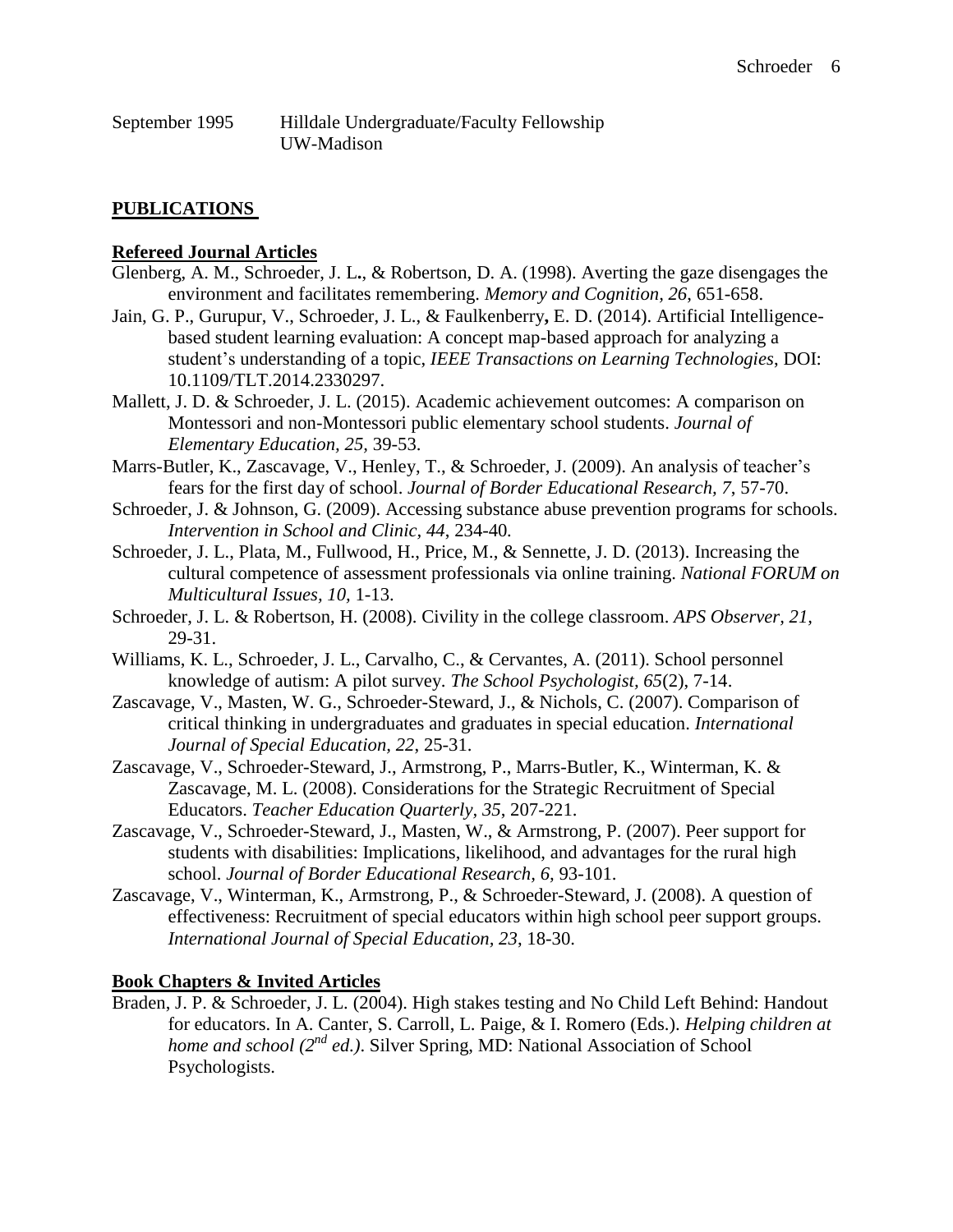September 1995 Hilldale Undergraduate/Faculty Fellowship
UW-Madison

## PUBLICATIONS

### Refereed Journal Articles

Glenberg, A. M., Schroeder, J. L., & Robertson, D. A. (1998). Averting the gaze disengages the environment and facilitates remembering. *Memory and Cognition, 26*, 651-658.

Jain, G. P., Gurupur, V., Schroeder, J. L., & Faulkenberry, E. D. (2014). Artificial Intelligence-based student learning evaluation: A concept map-based approach for analyzing a student's understanding of a topic, *IEEE Transactions on Learning Technologies*, DOI: 10.1109/TLT.2014.2330297.

Mallett, J. D. & Schroeder, J. L. (2015). Academic achievement outcomes: A comparison on Montessori and non-Montessori public elementary school students. *Journal of Elementary Education, 25*, 39-53.

Marrs-Butler, K., Zascavage, V., Henley, T., & Schroeder, J. (2009). An analysis of teacher's fears for the first day of school. *Journal of Border Educational Research, 7*, 57-70.

Schroeder, J. & Johnson, G. (2009). Accessing substance abuse prevention programs for schools. *Intervention in School and Clinic, 44*, 234-40.

Schroeder, J. L., Plata, M., Fullwood, H., Price, M., & Sennette, J. D. (2013). Increasing the cultural competence of assessment professionals via online training. *National FORUM on Multicultural Issues, 10*, 1-13.

Schroeder, J. L. & Robertson, H. (2008). Civility in the college classroom. *APS Observer, 21*, 29-31.

Williams, K. L., Schroeder, J. L., Carvalho, C., & Cervantes, A. (2011). School personnel knowledge of autism: A pilot survey. *The School Psychologist, 65*(2), 7-14.

Zascavage, V., Masten, W. G., Schroeder-Steward, J., & Nichols, C. (2007). Comparison of critical thinking in undergraduates and graduates in special education. *International Journal of Special Education, 22*, 25-31.

Zascavage, V., Schroeder-Steward, J., Armstrong, P., Marrs-Butler, K., Winterman, K. & Zascavage, M. L. (2008). Considerations for the Strategic Recruitment of Special Educators. *Teacher Education Quarterly, 35*, 207-221.

Zascavage, V., Schroeder-Steward, J., Masten, W., & Armstrong, P. (2007). Peer support for students with disabilities: Implications, likelihood, and advantages for the rural high school. *Journal of Border Educational Research, 6*, 93-101.

Zascavage, V., Winterman, K., Armstrong, P., & Schroeder-Steward, J. (2008). A question of effectiveness: Recruitment of special educators within high school peer support groups. *International Journal of Special Education, 23*, 18-30.

### Book Chapters & Invited Articles

Braden, J. P. & Schroeder, J. L. (2004). High stakes testing and No Child Left Behind: Handout for educators. In A. Canter, S. Carroll, L. Paige, & I. Romero (Eds.). *Helping children at home and school (2nd ed.)*. Silver Spring, MD: National Association of School Psychologists.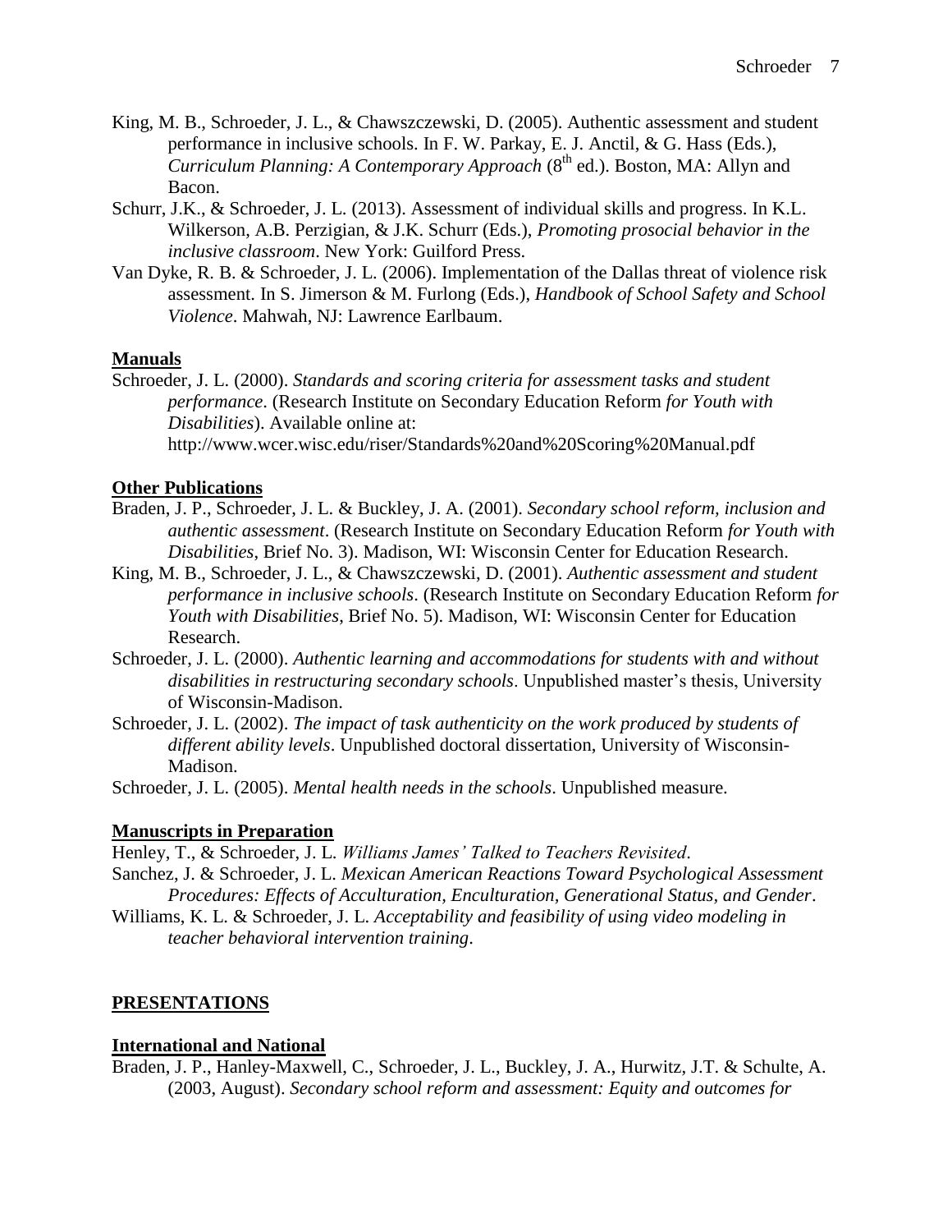King, M. B., Schroeder, J. L., & Chawszczewski, D. (2005). Authentic assessment and student performance in inclusive schools. In F. W. Parkay, E. J. Anctil, & G. Hass (Eds.), *Curriculum Planning: A Contemporary Approach* (8th ed.). Boston, MA: Allyn and Bacon.

Schurr, J.K., & Schroeder, J. L. (2013). Assessment of individual skills and progress. In K.L. Wilkerson, A.B. Perzigian, & J.K. Schurr (Eds.), *Promoting prosocial behavior in the inclusive classroom*. New York: Guilford Press.

Van Dyke, R. B. & Schroeder, J. L. (2006). Implementation of the Dallas threat of violence risk assessment. In S. Jimerson & M. Furlong (Eds.), *Handbook of School Safety and School Violence*. Mahwah, NJ: Lawrence Earlbaum.

**Manuals**

Schroeder, J. L. (2000). *Standards and scoring criteria for assessment tasks and student performance*. (Research Institute on Secondary Education Reform *for Youth with Disabilities*). Available online at: http://www.wcer.wisc.edu/riser/Standards%20and%20Scoring%20Manual.pdf

**Other Publications**

Braden, J. P., Schroeder, J. L. & Buckley, J. A. (2001). *Secondary school reform, inclusion and authentic assessment*. (Research Institute on Secondary Education Reform *for Youth with Disabilities*, Brief No. 3). Madison, WI: Wisconsin Center for Education Research.

King, M. B., Schroeder, J. L., & Chawszczewski, D. (2001). *Authentic assessment and student performance in inclusive schools*. (Research Institute on Secondary Education Reform *for Youth with Disabilities*, Brief No. 5). Madison, WI: Wisconsin Center for Education Research.

Schroeder, J. L. (2000). *Authentic learning and accommodations for students with and without disabilities in restructuring secondary schools*. Unpublished master's thesis, University of Wisconsin-Madison.

Schroeder, J. L. (2002). *The impact of task authenticity on the work produced by students of different ability levels*. Unpublished doctoral dissertation, University of Wisconsin-Madison.

Schroeder, J. L. (2005). *Mental health needs in the schools*. Unpublished measure.

**Manuscripts in Preparation**

Henley, T., & Schroeder, J. L. *Williams James' Talked to Teachers Revisited*.

Sanchez, J. & Schroeder, J. L. *Mexican American Reactions Toward Psychological Assessment Procedures: Effects of Acculturation, Enculturation, Generational Status, and Gender*.

Williams, K. L. & Schroeder, J. L. *Acceptability and feasibility of using video modeling in teacher behavioral intervention training*.

## PRESENTATIONS

**International and National**

Braden, J. P., Hanley-Maxwell, C., Schroeder, J. L., Buckley, J. A., Hurwitz, J.T. & Schulte, A. (2003, August). *Secondary school reform and assessment: Equity and outcomes for*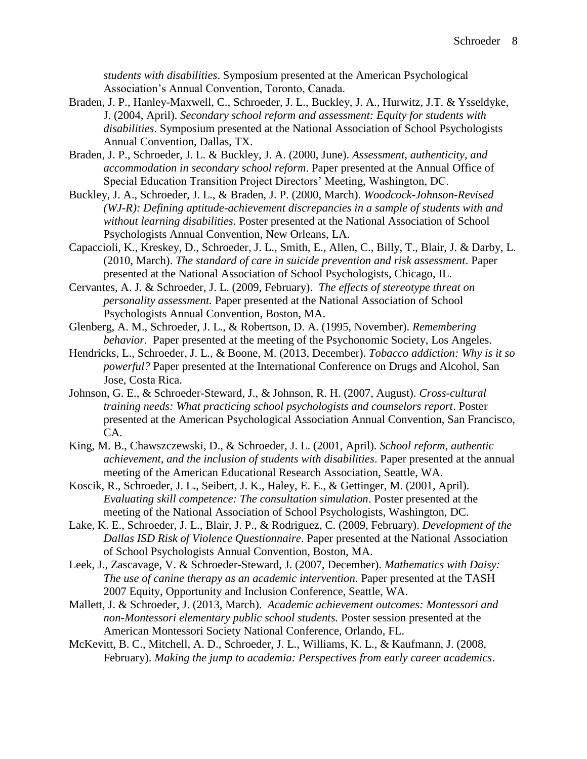*students with disabilities*. Symposium presented at the American Psychological Association's Annual Convention, Toronto, Canada.

Braden, J. P., Hanley-Maxwell, C., Schroeder, J. L., Buckley, J. A., Hurwitz, J.T. & Ysseldyke, J. (2004, April). *Secondary school reform and assessment: Equity for students with disabilities*. Symposium presented at the National Association of School Psychologists Annual Convention, Dallas, TX.

Braden, J. P., Schroeder, J. L. & Buckley, J. A. (2000, June). *Assessment, authenticity, and accommodation in secondary school reform*. Paper presented at the Annual Office of Special Education Transition Project Directors' Meeting, Washington, DC.

Buckley, J. A., Schroeder, J. L., & Braden, J. P. (2000, March). *Woodcock-Johnson-Revised (WJ-R): Defining aptitude-achievement discrepancies in a sample of students with and without learning disabilities.* Poster presented at the National Association of School Psychologists Annual Convention, New Orleans, LA.

Capaccioli, K., Kreskey, D., Schroeder, J. L., Smith, E., Allen, C., Billy, T., Blair, J. & Darby, L. (2010, March). *The standard of care in suicide prevention and risk assessment*. Paper presented at the National Association of School Psychologists, Chicago, IL.

Cervantes, A. J. & Schroeder, J. L. (2009, February). *The effects of stereotype threat on personality assessment.* Paper presented at the National Association of School Psychologists Annual Convention, Boston, MA.

Glenberg, A. M., Schroeder, J. L., & Robertson, D. A. (1995, November). *Remembering behavior.* Paper presented at the meeting of the Psychonomic Society, Los Angeles.

Hendricks, L., Schroeder, J. L., & Boone, M. (2013, December). *Tobacco addiction: Why is it so powerful?* Paper presented at the International Conference on Drugs and Alcohol, San Jose, Costa Rica.

Johnson, G. E., & Schroeder-Steward, J., & Johnson, R. H. (2007, August). *Cross-cultural training needs: What practicing school psychologists and counselors report*. Poster presented at the American Psychological Association Annual Convention, San Francisco, CA.

King, M. B., Chawszczewski, D., & Schroeder, J. L. (2001, April). *School reform, authentic achievement, and the inclusion of students with disabilities*. Paper presented at the annual meeting of the American Educational Research Association, Seattle, WA.

Koscik, R., Schroeder, J. L., Seibert, J. K., Haley, E. E., & Gettinger, M. (2001, April). *Evaluating skill competence: The consultation simulation*. Poster presented at the meeting of the National Association of School Psychologists, Washington, DC.

Lake, K. E., Schroeder, J. L., Blair, J. P., & Rodriguez, C. (2009, February). *Development of the Dallas ISD Risk of Violence Questionnaire*. Paper presented at the National Association of School Psychologists Annual Convention, Boston, MA.

Leek, J., Zascavage, V. & Schroeder-Steward, J. (2007, December). *Mathematics with Daisy: The use of canine therapy as an academic intervention*. Paper presented at the TASH 2007 Equity, Opportunity and Inclusion Conference, Seattle, WA.

Mallett, J. & Schroeder, J. (2013, March). *Academic achievement outcomes: Montessori and non-Montessori elementary public school students.* Poster session presented at the American Montessori Society National Conference, Orlando, FL.

McKevitt, B. C., Mitchell, A. D., Schroeder, J. L., Williams, K. L., & Kaufmann, J. (2008, February). *Making the jump to academia: Perspectives from early career academics*.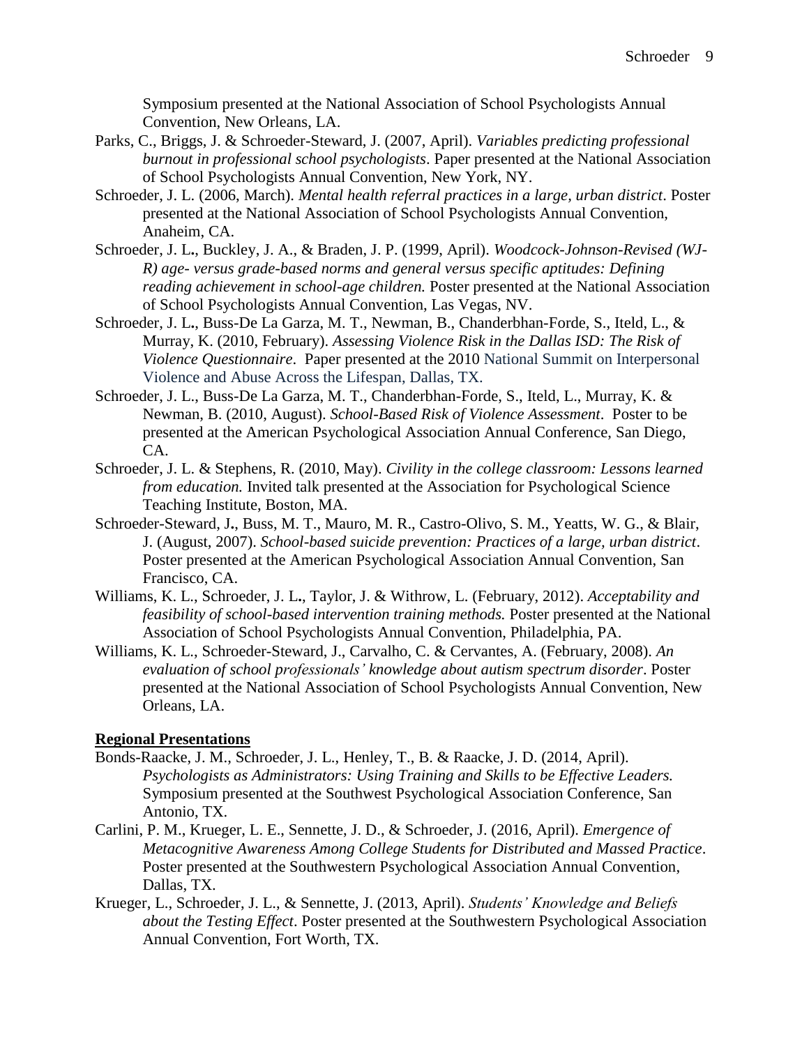Symposium presented at the National Association of School Psychologists Annual Convention, New Orleans, LA.

Parks, C., Briggs, J. & Schroeder-Steward, J. (2007, April). *Variables predicting professional burnout in professional school psychologists*. Paper presented at the National Association of School Psychologists Annual Convention, New York, NY.

Schroeder, J. L. (2006, March). *Mental health referral practices in a large, urban district*. Poster presented at the National Association of School Psychologists Annual Convention, Anaheim, CA.

Schroeder, J. L**.**, Buckley, J. A., & Braden, J. P. (1999, April). *Woodcock-Johnson-Revised (WJ-R) age- versus grade-based norms and general versus specific aptitudes: Defining reading achievement in school-age children.* Poster presented at the National Association of School Psychologists Annual Convention, Las Vegas, NV.

Schroeder, J. L**.**, Buss-De La Garza, M. T., Newman, B., Chanderbhan-Forde, S., Iteld, L., & Murray, K. (2010, February). *Assessing Violence Risk in the Dallas ISD: The Risk of Violence Questionnaire*. Paper presented at the 2010 National Summit on Interpersonal Violence and Abuse Across the Lifespan, Dallas, TX.

Schroeder, J. L., Buss-De La Garza, M. T., Chanderbhan-Forde, S., Iteld, L., Murray, K. & Newman, B. (2010, August). *School-Based Risk of Violence Assessment*. Poster to be presented at the American Psychological Association Annual Conference, San Diego, CA.

Schroeder, J. L. & Stephens, R. (2010, May). *Civility in the college classroom: Lessons learned from education.* Invited talk presented at the Association for Psychological Science Teaching Institute, Boston, MA.

Schroeder-Steward, J**.**, Buss, M. T., Mauro, M. R., Castro-Olivo, S. M., Yeatts, W. G., & Blair, J. (August, 2007). *School-based suicide prevention: Practices of a large, urban district*. Poster presented at the American Psychological Association Annual Convention, San Francisco, CA.

Williams, K. L., Schroeder, J. L**.**, Taylor, J. & Withrow, L. (February, 2012). *Acceptability and feasibility of school-based intervention training methods.* Poster presented at the National Association of School Psychologists Annual Convention, Philadelphia, PA.

Williams, K. L., Schroeder-Steward, J., Carvalho, C. & Cervantes, A. (February, 2008). *An evaluation of school professionals' knowledge about autism spectrum disorder*. Poster presented at the National Association of School Psychologists Annual Convention, New Orleans, LA.

## Regional Presentations

Bonds-Raacke, J. M., Schroeder, J. L., Henley, T., B. & Raacke, J. D. (2014, April). *Psychologists as Administrators: Using Training and Skills to be Effective Leaders.* Symposium presented at the Southwest Psychological Association Conference, San Antonio, TX.

Carlini, P. M., Krueger, L. E., Sennette, J. D., & Schroeder, J. (2016, April). *Emergence of Metacognitive Awareness Among College Students for Distributed and Massed Practice*. Poster presented at the Southwestern Psychological Association Annual Convention, Dallas, TX.

Krueger, L., Schroeder, J. L., & Sennette, J. (2013, April). *Students' Knowledge and Beliefs about the Testing Effect*. Poster presented at the Southwestern Psychological Association Annual Convention, Fort Worth, TX.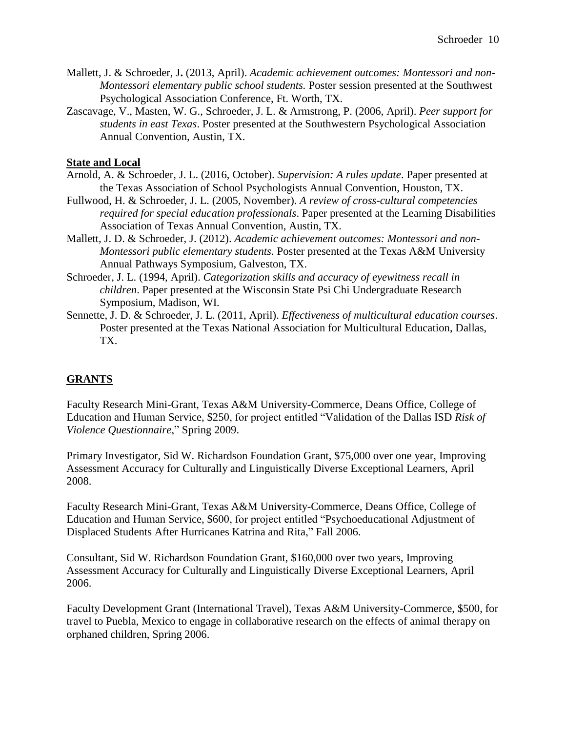Mallett, J. & Schroeder, J**.** (2013, April). *Academic achievement outcomes: Montessori and non-Montessori elementary public school students.* Poster session presented at the Southwest Psychological Association Conference, Ft. Worth, TX.

Zascavage, V., Masten, W. G., Schroeder, J. L. & Armstrong, P. (2006, April). *Peer support for students in east Texas*. Poster presented at the Southwestern Psychological Association Annual Convention, Austin, TX.

**State and Local**

Arnold, A. & Schroeder, J. L. (2016, October). *Supervision: A rules update*. Paper presented at the Texas Association of School Psychologists Annual Convention, Houston, TX.

Fullwood, H. & Schroeder, J. L. (2005, November). *A review of cross-cultural competencies required for special education professionals*. Paper presented at the Learning Disabilities Association of Texas Annual Convention, Austin, TX.

Mallett, J. D. & Schroeder, J. (2012). *Academic achievement outcomes: Montessori and non-Montessori public elementary students*. Poster presented at the Texas A&M University Annual Pathways Symposium, Galveston, TX.

Schroeder, J. L. (1994, April). *Categorization skills and accuracy of eyewitness recall in children*. Paper presented at the Wisconsin State Psi Chi Undergraduate Research Symposium, Madison, WI.

Sennette, J. D. & Schroeder, J. L. (2011, April). *Effectiveness of multicultural education courses*. Poster presented at the Texas National Association for Multicultural Education, Dallas, TX.

## GRANTS

Faculty Research Mini-Grant, Texas A&M University-Commerce, Deans Office, College of Education and Human Service, $250, for project entitled "Validation of the Dallas ISD *Risk of Violence Questionnaire*," Spring 2009.

Primary Investigator, Sid W. Richardson Foundation Grant, $75,000 over one year, Improving Assessment Accuracy for Culturally and Linguistically Diverse Exceptional Learners, April 2008.

Faculty Research Mini-Grant, Texas A&M University-Commerce, Deans Office, College of Education and Human Service, $600, for project entitled "Psychoeducational Adjustment of Displaced Students After Hurricanes Katrina and Rita," Fall 2006.

Consultant, Sid W. Richardson Foundation Grant, $160,000 over two years, Improving Assessment Accuracy for Culturally and Linguistically Diverse Exceptional Learners, April 2006.

Faculty Development Grant (International Travel), Texas A&M University-Commerce, $500, for travel to Puebla, Mexico to engage in collaborative research on the effects of animal therapy on orphaned children, Spring 2006.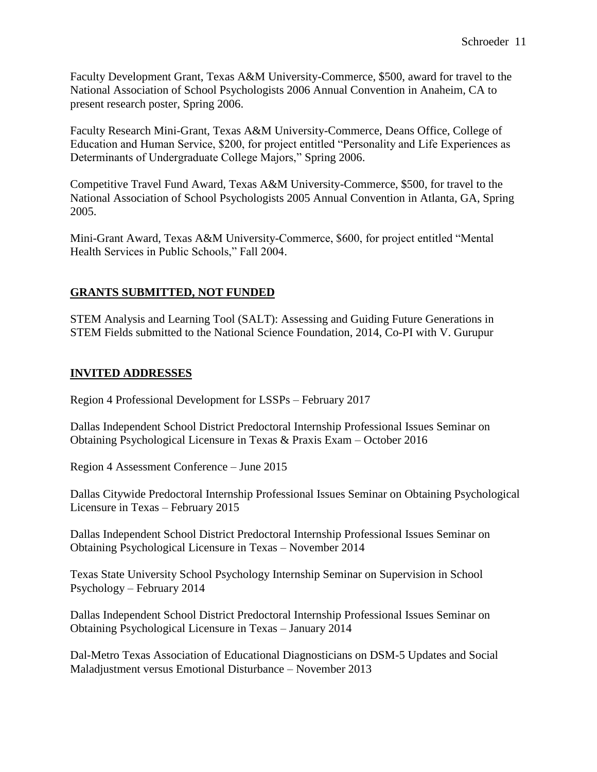Faculty Development Grant, Texas A&M University-Commerce, $500, award for travel to the National Association of School Psychologists 2006 Annual Convention in Anaheim, CA to present research poster, Spring 2006.

Faculty Research Mini-Grant, Texas A&M University-Commerce, Deans Office, College of Education and Human Service, $200, for project entitled "Personality and Life Experiences as Determinants of Undergraduate College Majors," Spring 2006.

Competitive Travel Fund Award, Texas A&M University-Commerce, $500, for travel to the National Association of School Psychologists 2005 Annual Convention in Atlanta, GA, Spring 2005.

Mini-Grant Award, Texas A&M University-Commerce, $600, for project entitled "Mental Health Services in Public Schools," Fall 2004.

## GRANTS SUBMITTED, NOT FUNDED

STEM Analysis and Learning Tool (SALT): Assessing and Guiding Future Generations in STEM Fields submitted to the National Science Foundation, 2014, Co-PI with V. Gurupur

## INVITED ADDRESSES

Region 4 Professional Development for LSSPs – February 2017

Dallas Independent School District Predoctoral Internship Professional Issues Seminar on Obtaining Psychological Licensure in Texas & Praxis Exam – October 2016

Region 4 Assessment Conference – June 2015

Dallas Citywide Predoctoral Internship Professional Issues Seminar on Obtaining Psychological Licensure in Texas – February 2015

Dallas Independent School District Predoctoral Internship Professional Issues Seminar on Obtaining Psychological Licensure in Texas – November 2014

Texas State University School Psychology Internship Seminar on Supervision in School Psychology – February 2014

Dallas Independent School District Predoctoral Internship Professional Issues Seminar on Obtaining Psychological Licensure in Texas – January 2014

Dal-Metro Texas Association of Educational Diagnosticians on DSM-5 Updates and Social Maladjustment versus Emotional Disturbance – November 2013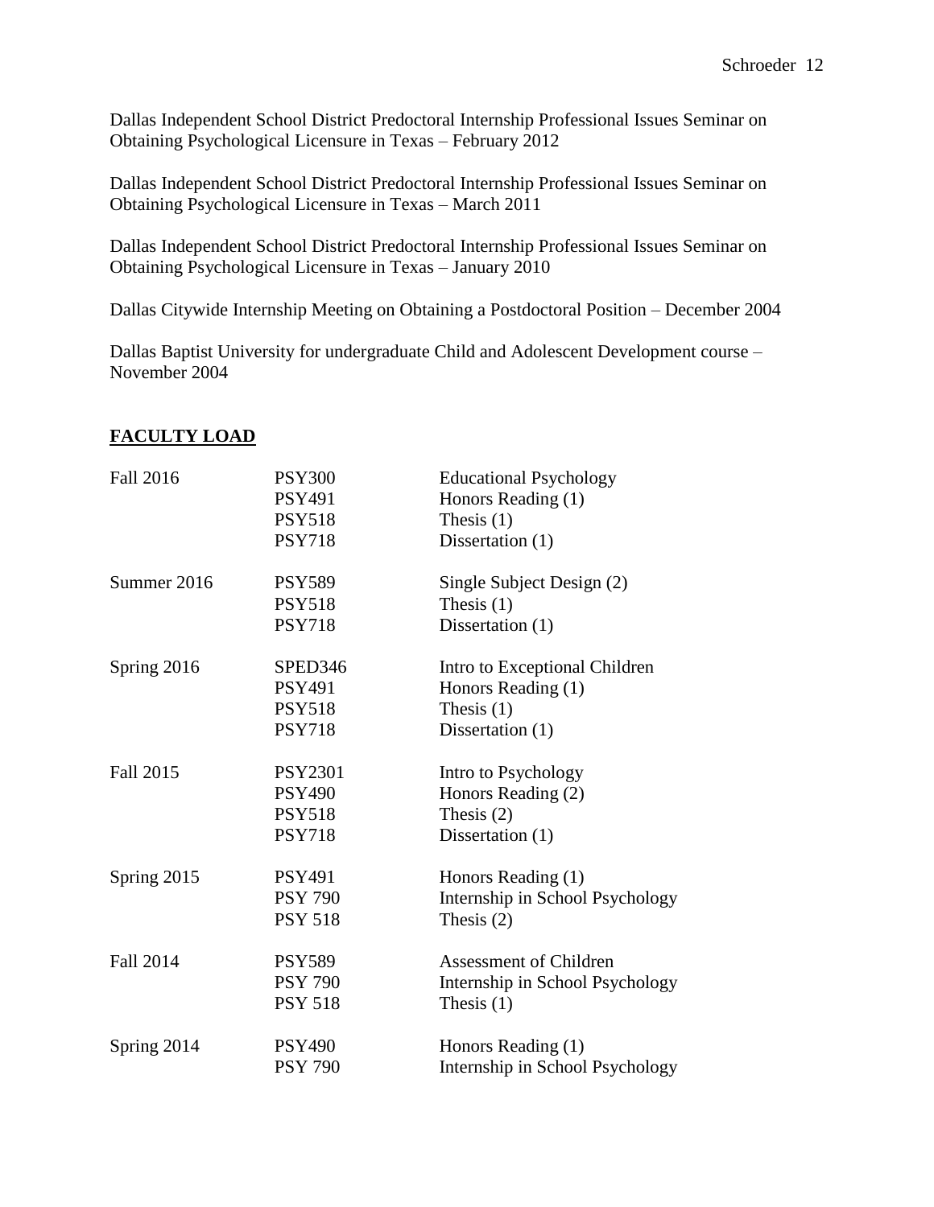Dallas Independent School District Predoctoral Internship Professional Issues Seminar on Obtaining Psychological Licensure in Texas – February 2012

Dallas Independent School District Predoctoral Internship Professional Issues Seminar on Obtaining Psychological Licensure in Texas – March 2011

Dallas Independent School District Predoctoral Internship Professional Issues Seminar on Obtaining Psychological Licensure in Texas – January 2010

Dallas Citywide Internship Meeting on Obtaining a Postdoctoral Position – December 2004

Dallas Baptist University for undergraduate Child and Adolescent Development course – November 2004

## FACULTY LOAD

| | | |
|---|---|---|
| Fall 2016 | PSY300 | Educational Psychology |
| | PSY491 | Honors Reading (1) |
| | PSY518 | Thesis (1) |
| | PSY718 | Dissertation (1) |
| Summer 2016 | PSY589 | Single Subject Design (2) |
| | PSY518 | Thesis (1) |
| | PSY718 | Dissertation (1) |
| Spring 2016 | SPED346 | Intro to Exceptional Children |
| | PSY491 | Honors Reading (1) |
| | PSY518 | Thesis (1) |
| | PSY718 | Dissertation (1) |
| Fall 2015 | PSY2301 | Intro to Psychology |
| | PSY490 | Honors Reading (2) |
| | PSY518 | Thesis (2) |
| | PSY718 | Dissertation (1) |
| Spring 2015 | PSY491 | Honors Reading (1) |
| | PSY 790 | Internship in School Psychology |
| | PSY 518 | Thesis (2) |
| Fall 2014 | PSY589 | Assessment of Children |
| | PSY 790 | Internship in School Psychology |
| | PSY 518 | Thesis (1) |
| Spring 2014 | PSY490 | Honors Reading (1) |
| | PSY 790 | Internship in School Psychology |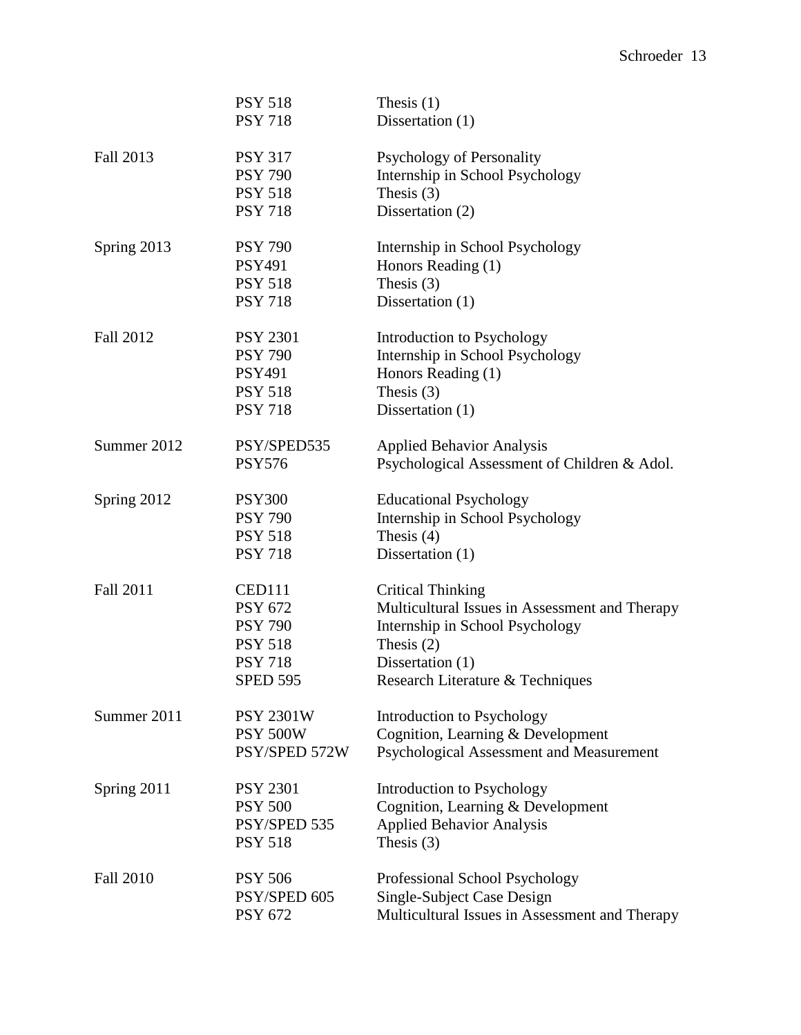| | | |
|---|---|---|
| | PSY 518 | Thesis (1) |
| | PSY 718 | Dissertation (1) |
| Fall 2013 | PSY 317 | Psychology of Personality |
| | PSY 790 | Internship in School Psychology |
| | PSY 518 | Thesis (3) |
| | PSY 718 | Dissertation (2) |
| Spring 2013 | PSY 790 | Internship in School Psychology |
| | PSY491 | Honors Reading (1) |
| | PSY 518 | Thesis (3) |
| | PSY 718 | Dissertation (1) |
| Fall 2012 | PSY 2301 | Introduction to Psychology |
| | PSY 790 | Internship in School Psychology |
| | PSY491 | Honors Reading (1) |
| | PSY 518 | Thesis (3) |
| | PSY 718 | Dissertation (1) |
| Summer 2012 | PSY/SPED535 | Applied Behavior Analysis |
| | PSY576 | Psychological Assessment of Children & Adol. |
| Spring 2012 | PSY300 | Educational Psychology |
| | PSY 790 | Internship in School Psychology |
| | PSY 518 | Thesis (4) |
| | PSY 718 | Dissertation (1) |
| Fall 2011 | CED111 | Critical Thinking |
| | PSY 672 | Multicultural Issues in Assessment and Therapy |
| | PSY 790 | Internship in School Psychology |
| | PSY 518 | Thesis (2) |
| | PSY 718 | Dissertation (1) |
| | SPED 595 | Research Literature & Techniques |
| Summer 2011 | PSY 2301W | Introduction to Psychology |
| | PSY 500W | Cognition, Learning & Development |
| | PSY/SPED 572W | Psychological Assessment and Measurement |
| Spring 2011 | PSY 2301 | Introduction to Psychology |
| | PSY 500 | Cognition, Learning & Development |
| | PSY/SPED 535 | Applied Behavior Analysis |
| | PSY 518 | Thesis (3) |
| Fall 2010 | PSY 506 | Professional School Psychology |
| | PSY/SPED 605 | Single-Subject Case Design |
| | PSY 672 | Multicultural Issues in Assessment and Therapy |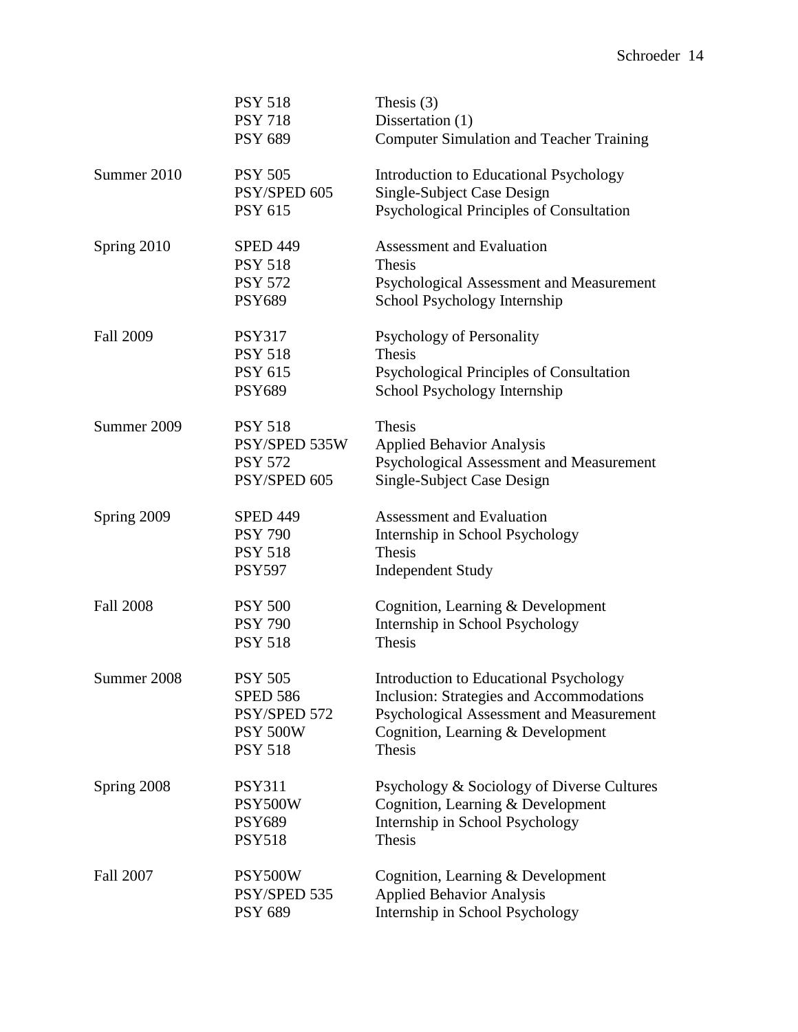| | | |
|---|---|---|
| | PSY 518 | Thesis (3) |
| | PSY 718 | Dissertation (1) |
| | PSY 689 | Computer Simulation and Teacher Training |
| Summer 2010 | PSY 505 | Introduction to Educational Psychology |
| | PSY/SPED 605 | Single-Subject Case Design |
| | PSY 615 | Psychological Principles of Consultation |
| Spring 2010 | SPED 449 | Assessment and Evaluation |
| | PSY 518 | Thesis |
| | PSY 572 | Psychological Assessment and Measurement |
| | PSY689 | School Psychology Internship |
| Fall 2009 | PSY317 | Psychology of Personality |
| | PSY 518 | Thesis |
| | PSY 615 | Psychological Principles of Consultation |
| | PSY689 | School Psychology Internship |
| Summer 2009 | PSY 518 | Thesis |
| | PSY/SPED 535W | Applied Behavior Analysis |
| | PSY 572 | Psychological Assessment and Measurement |
| | PSY/SPED 605 | Single-Subject Case Design |
| Spring 2009 | SPED 449 | Assessment and Evaluation |
| | PSY 790 | Internship in School Psychology |
| | PSY 518 | Thesis |
| | PSY597 | Independent Study |
| Fall 2008 | PSY 500 | Cognition, Learning & Development |
| | PSY 790 | Internship in School Psychology |
| | PSY 518 | Thesis |
| Summer 2008 | PSY 505 | Introduction to Educational Psychology |
| | SPED 586 | Inclusion: Strategies and Accommodations |
| | PSY/SPED 572 | Psychological Assessment and Measurement |
| | PSY 500W | Cognition, Learning & Development |
| | PSY 518 | Thesis |
| Spring 2008 | PSY311 | Psychology & Sociology of Diverse Cultures |
| | PSY500W | Cognition, Learning & Development |
| | PSY689 | Internship in School Psychology |
| | PSY518 | Thesis |
| Fall 2007 | PSY500W | Cognition, Learning & Development |
| | PSY/SPED 535 | Applied Behavior Analysis |
| | PSY 689 | Internship in School Psychology |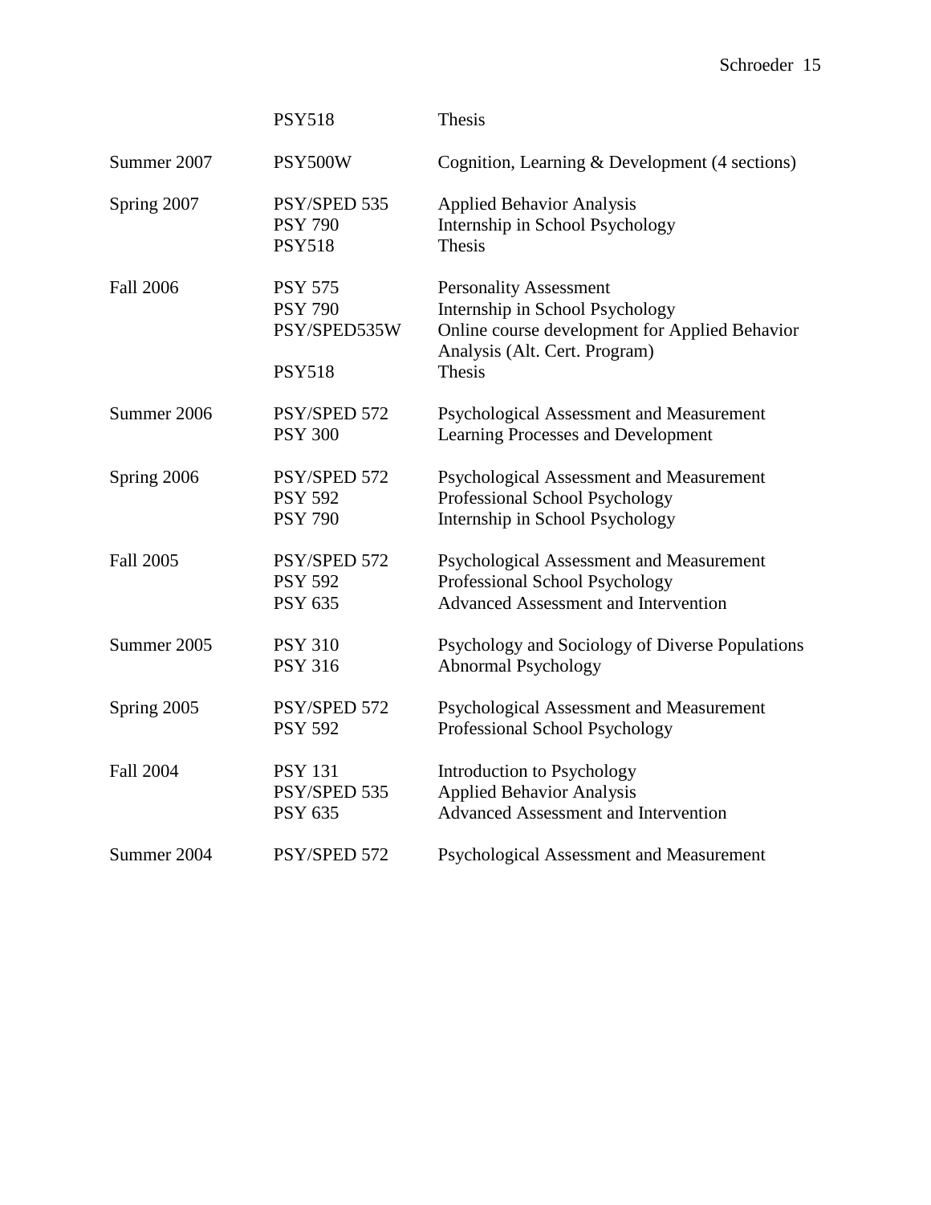| | | |
|---|---|---|
| | PSY518 | Thesis |
| Summer 2007 | PSY500W | Cognition, Learning & Development (4 sections) |
| Spring 2007 | PSY/SPED 535 | Applied Behavior Analysis |
| | PSY 790 | Internship in School Psychology |
| | PSY518 | Thesis |
| Fall 2006 | PSY 575 | Personality Assessment |
| | PSY 790 | Internship in School Psychology |
| | PSY/SPED535W | Online course development for Applied Behavior Analysis (Alt. Cert. Program) |
| | PSY518 | Thesis |
| Summer 2006 | PSY/SPED 572 | Psychological Assessment and Measurement |
| | PSY 300 | Learning Processes and Development |
| Spring 2006 | PSY/SPED 572 | Psychological Assessment and Measurement |
| | PSY 592 | Professional School Psychology |
| | PSY 790 | Internship in School Psychology |
| Fall 2005 | PSY/SPED 572 | Psychological Assessment and Measurement |
| | PSY 592 | Professional School Psychology |
| | PSY 635 | Advanced Assessment and Intervention |
| Summer 2005 | PSY 310 | Psychology and Sociology of Diverse Populations |
| | PSY 316 | Abnormal Psychology |
| Spring 2005 | PSY/SPED 572 | Psychological Assessment and Measurement |
| | PSY 592 | Professional School Psychology |
| Fall 2004 | PSY 131 | Introduction to Psychology |
| | PSY/SPED 535 | Applied Behavior Analysis |
| | PSY 635 | Advanced Assessment and Intervention |
| Summer 2004 | PSY/SPED 572 | Psychological Assessment and Measurement |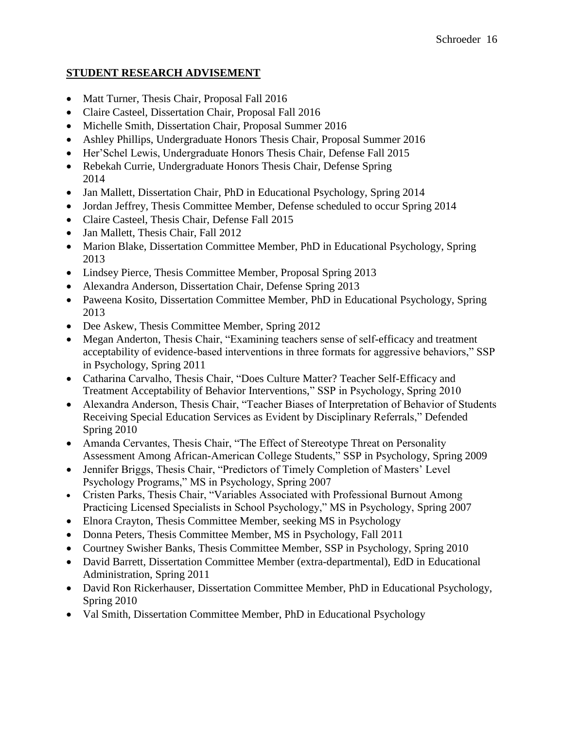## **STUDENT RESEARCH ADVISEMENT**

- Matt Turner, Thesis Chair, Proposal Fall 2016
- Claire Casteel, Dissertation Chair, Proposal Fall 2016
- Michelle Smith, Dissertation Chair, Proposal Summer 2016
- Ashley Phillips, Undergraduate Honors Thesis Chair, Proposal Summer 2016
- Her'Schel Lewis, Undergraduate Honors Thesis Chair, Defense Fall 2015
- Rebekah Currie, Undergraduate Honors Thesis Chair, Defense Spring 2014
- Jan Mallett, Dissertation Chair, PhD in Educational Psychology, Spring 2014
- Jordan Jeffrey, Thesis Committee Member, Defense scheduled to occur Spring 2014
- Claire Casteel, Thesis Chair, Defense Fall 2015
- Jan Mallett, Thesis Chair, Fall 2012
- Marion Blake, Dissertation Committee Member, PhD in Educational Psychology, Spring 2013
- Lindsey Pierce, Thesis Committee Member, Proposal Spring 2013
- Alexandra Anderson, Dissertation Chair, Defense Spring 2013
- Paweena Kosito, Dissertation Committee Member, PhD in Educational Psychology, Spring 2013
- Dee Askew, Thesis Committee Member, Spring 2012
- Megan Anderton, Thesis Chair, "Examining teachers sense of self-efficacy and treatment acceptability of evidence-based interventions in three formats for aggressive behaviors," SSP in Psychology, Spring 2011
- Catharina Carvalho, Thesis Chair, "Does Culture Matter? Teacher Self-Efficacy and Treatment Acceptability of Behavior Interventions," SSP in Psychology, Spring 2010
- Alexandra Anderson, Thesis Chair, "Teacher Biases of Interpretation of Behavior of Students Receiving Special Education Services as Evident by Disciplinary Referrals," Defended Spring 2010
- Amanda Cervantes, Thesis Chair, "The Effect of Stereotype Threat on Personality Assessment Among African-American College Students," SSP in Psychology, Spring 2009
- Jennifer Briggs, Thesis Chair, "Predictors of Timely Completion of Masters' Level Psychology Programs," MS in Psychology, Spring 2007
- Cristen Parks, Thesis Chair, "Variables Associated with Professional Burnout Among Practicing Licensed Specialists in School Psychology," MS in Psychology, Spring 2007
- Elnora Crayton, Thesis Committee Member, seeking MS in Psychology
- Donna Peters, Thesis Committee Member, MS in Psychology, Fall 2011
- Courtney Swisher Banks, Thesis Committee Member, SSP in Psychology, Spring 2010
- David Barrett, Dissertation Committee Member (extra-departmental), EdD in Educational Administration, Spring 2011
- David Ron Rickerhauser, Dissertation Committee Member, PhD in Educational Psychology, Spring 2010
- Val Smith, Dissertation Committee Member, PhD in Educational Psychology